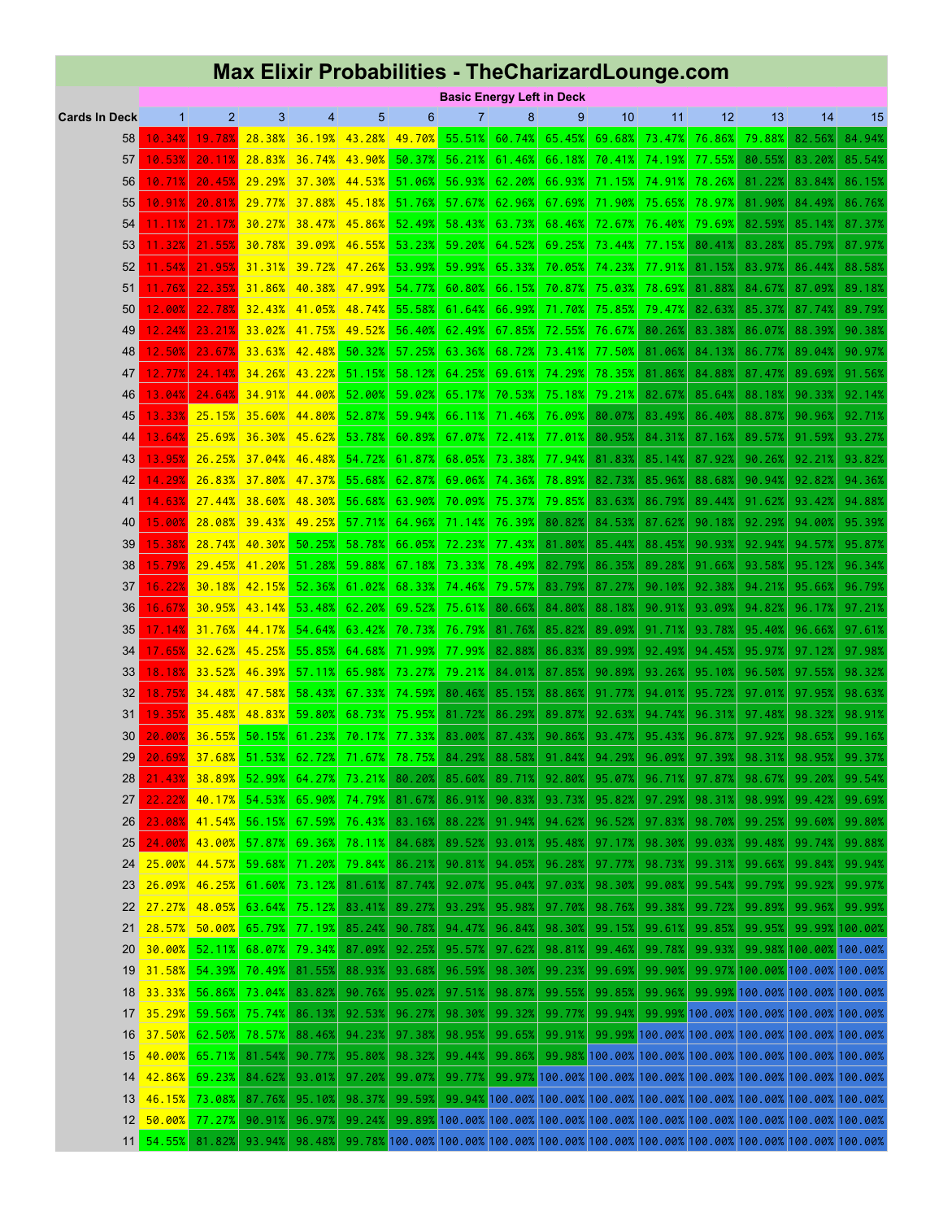# Max Elixir Probabilities - TheCharizardLounge.com

| | Basic Energy Left in Deck | | | | | | | | | | | | | | |
|---|---|---|---|---|---|---|---|---|---|---|---|---|---|---|---|
| Cards In Deck | 1 | 2 | 3 | 4 | 5 | 6 | 7 | 8 | 9 | 10 | 11 | 12 | 13 | 14 | 15 |
| 58 | 10.34% | 19.78% | 28.38% | 36.19% | 43.28% | 49.70% | 55.51% | 60.74% | 65.45% | 69.68% | 73.47% | 76.86% | 79.88% | 82.56% | 84.94% |
| 57 | 10.53% | 20.11% | 28.83% | 36.74% | 43.90% | 50.37% | 56.21% | 61.46% | 66.18% | 70.41% | 74.19% | 77.55% | 80.55% | 83.20% | 85.54% |
| 56 | 10.71% | 20.45% | 29.29% | 37.30% | 44.53% | 51.06% | 56.93% | 62.20% | 66.93% | 71.15% | 74.91% | 78.26% | 81.22% | 83.84% | 86.15% |
| 55 | 10.91% | 20.81% | 29.77% | 37.88% | 45.18% | 51.76% | 57.67% | 62.96% | 67.69% | 71.90% | 75.65% | 78.97% | 81.90% | 84.49% | 86.76% |
| 54 | 11.11% | 21.17% | 30.27% | 38.47% | 45.86% | 52.49% | 58.43% | 63.73% | 68.46% | 72.67% | 76.40% | 79.69% | 82.59% | 85.14% | 87.37% |
| 53 | 11.32% | 21.55% | 30.78% | 39.09% | 46.55% | 53.23% | 59.20% | 64.52% | 69.25% | 73.44% | 77.15% | 80.41% | 83.28% | 85.79% | 87.97% |
| 52 | 11.54% | 21.95% | 31.31% | 39.72% | 47.26% | 53.99% | 59.99% | 65.33% | 70.05% | 74.23% | 77.91% | 81.15% | 83.97% | 86.44% | 88.58% |
| 51 | 11.76% | 22.35% | 31.86% | 40.38% | 47.99% | 54.77% | 60.80% | 66.15% | 70.87% | 75.03% | 78.69% | 81.88% | 84.67% | 87.09% | 89.18% |
| 50 | 12.00% | 22.78% | 32.43% | 41.05% | 48.74% | 55.58% | 61.64% | 66.99% | 71.70% | 75.85% | 79.47% | 82.63% | 85.37% | 87.74% | 89.79% |
| 49 | 12.24% | 23.21% | 33.02% | 41.75% | 49.52% | 56.40% | 62.49% | 67.85% | 72.55% | 76.67% | 80.26% | 83.38% | 86.07% | 88.39% | 90.38% |
| 48 | 12.50% | 23.67% | 33.63% | 42.48% | 50.32% | 57.25% | 63.36% | 68.72% | 73.41% | 77.50% | 81.06% | 84.13% | 86.77% | 89.04% | 90.97% |
| 47 | 12.77% | 24.14% | 34.26% | 43.22% | 51.15% | 58.12% | 64.25% | 69.61% | 74.29% | 78.35% | 81.86% | 84.88% | 87.47% | 89.69% | 91.56% |
| 46 | 13.04% | 24.64% | 34.91% | 44.00% | 52.00% | 59.02% | 65.17% | 70.53% | 75.18% | 79.21% | 82.67% | 85.64% | 88.18% | 90.33% | 92.14% |
| 45 | 13.33% | 25.15% | 35.60% | 44.80% | 52.87% | 59.94% | 66.11% | 71.46% | 76.09% | 80.07% | 83.49% | 86.40% | 88.87% | 90.96% | 92.71% |
| 44 | 13.64% | 25.69% | 36.30% | 45.62% | 53.78% | 60.89% | 67.07% | 72.41% | 77.01% | 80.95% | 84.31% | 87.16% | 89.57% | 91.59% | 93.27% |
| 43 | 13.95% | 26.25% | 37.04% | 46.48% | 54.72% | 61.87% | 68.05% | 73.38% | 77.94% | 81.83% | 85.14% | 87.92% | 90.26% | 92.21% | 93.82% |
| 42 | 14.29% | 26.83% | 37.80% | 47.37% | 55.68% | 62.87% | 69.06% | 74.36% | 78.89% | 82.73% | 85.96% | 88.68% | 90.94% | 92.82% | 94.36% |
| 41 | 14.63% | 27.44% | 38.60% | 48.30% | 56.68% | 63.90% | 70.09% | 75.37% | 79.85% | 83.63% | 86.79% | 89.44% | 91.62% | 93.42% | 94.88% |
| 40 | 15.00% | 28.08% | 39.43% | 49.25% | 57.71% | 64.96% | 71.14% | 76.39% | 80.82% | 84.53% | 87.62% | 90.18% | 92.29% | 94.00% | 95.39% |
| 39 | 15.38% | 28.74% | 40.30% | 50.25% | 58.78% | 66.05% | 72.23% | 77.43% | 81.80% | 85.44% | 88.45% | 90.93% | 92.94% | 94.57% | 95.87% |
| 38 | 15.79% | 29.45% | 41.20% | 51.28% | 59.88% | 67.18% | 73.33% | 78.49% | 82.79% | 86.35% | 89.28% | 91.66% | 93.58% | 95.12% | 96.34% |
| 37 | 16.22% | 30.18% | 42.15% | 52.36% | 61.02% | 68.33% | 74.46% | 79.57% | 83.79% | 87.27% | 90.10% | 92.38% | 94.21% | 95.66% | 96.79% |
| 36 | 16.67% | 30.95% | 43.14% | 53.48% | 62.20% | 69.52% | 75.61% | 80.66% | 84.80% | 88.18% | 90.91% | 93.09% | 94.82% | 96.17% | 97.21% |
| 35 | 17.14% | 31.76% | 44.17% | 54.64% | 63.42% | 70.73% | 76.79% | 81.76% | 85.82% | 89.09% | 91.71% | 93.78% | 95.40% | 96.66% | 97.61% |
| 34 | 17.65% | 32.62% | 45.25% | 55.85% | 64.68% | 71.99% | 77.99% | 82.88% | 86.83% | 89.99% | 92.49% | 94.45% | 95.97% | 97.12% | 97.98% |
| 33 | 18.18% | 33.52% | 46.39% | 57.11% | 65.98% | 73.27% | 79.21% | 84.01% | 87.85% | 90.89% | 93.26% | 95.10% | 96.50% | 97.55% | 98.32% |
| 32 | 18.75% | 34.48% | 47.58% | 58.43% | 67.33% | 74.59% | 80.46% | 85.15% | 88.86% | 91.77% | 94.01% | 95.72% | 97.01% | 97.95% | 98.63% |
| 31 | 19.35% | 35.48% | 48.83% | 59.80% | 68.73% | 75.95% | 81.72% | 86.29% | 89.87% | 92.63% | 94.74% | 96.31% | 97.48% | 98.32% | 98.91% |
| 30 | 20.00% | 36.55% | 50.15% | 61.23% | 70.17% | 77.33% | 83.00% | 87.43% | 90.86% | 93.47% | 95.43% | 96.87% | 97.92% | 98.65% | 99.16% |
| 29 | 20.69% | 37.68% | 51.53% | 62.72% | 71.67% | 78.75% | 84.29% | 88.58% | 91.84% | 94.29% | 96.09% | 97.39% | 98.31% | 98.95% | 99.37% |
| 28 | 21.43% | 38.89% | 52.99% | 64.27% | 73.21% | 80.20% | 85.60% | 89.71% | 92.80% | 95.07% | 96.71% | 97.87% | 98.67% | 99.20% | 99.54% |
| 27 | 22.22% | 40.17% | 54.53% | 65.90% | 74.79% | 81.67% | 86.91% | 90.83% | 93.73% | 95.82% | 97.29% | 98.31% | 98.99% | 99.42% | 99.69% |
| 26 | 23.08% | 41.54% | 56.15% | 67.59% | 76.43% | 83.16% | 88.22% | 91.94% | 94.62% | 96.52% | 97.83% | 98.70% | 99.25% | 99.60% | 99.80% |
| 25 | 24.00% | 43.00% | 57.87% | 69.36% | 78.11% | 84.68% | 89.52% | 93.01% | 95.48% | 97.17% | 98.30% | 99.03% | 99.48% | 99.74% | 99.88% |
| 24 | 25.00% | 44.57% | 59.68% | 71.20% | 79.84% | 86.21% | 90.81% | 94.05% | 96.28% | 97.77% | 98.73% | 99.31% | 99.66% | 99.84% | 99.94% |
| 23 | 26.09% | 46.25% | 61.60% | 73.12% | 81.61% | 87.74% | 92.07% | 95.04% | 97.03% | 98.30% | 99.08% | 99.54% | 99.79% | 99.92% | 99.97% |
| 22 | 27.27% | 48.05% | 63.64% | 75.12% | 83.41% | 89.27% | 93.29% | 95.98% | 97.70% | 98.76% | 99.38% | 99.72% | 99.89% | 99.96% | 99.99% |
| 21 | 28.57% | 50.00% | 65.79% | 77.19% | 85.24% | 90.78% | 94.47% | 96.84% | 98.30% | 99.15% | 99.61% | 99.85% | 99.95% | 99.99% | 100.00% |
| 20 | 30.00% | 52.11% | 68.07% | 79.34% | 87.09% | 92.25% | 95.57% | 97.62% | 98.81% | 99.46% | 99.78% | 99.93% | 99.98% | 100.00% | 100.00% |
| 19 | 31.58% | 54.39% | 70.49% | 81.55% | 88.93% | 93.68% | 96.59% | 98.30% | 99.23% | 99.69% | 99.90% | 99.97% | 100.00% | 100.00% | 100.00% |
| 18 | 33.33% | 56.86% | 73.04% | 83.82% | 90.76% | 95.02% | 97.51% | 98.87% | 99.55% | 99.85% | 99.96% | 99.99% | 100.00% | 100.00% | 100.00% |
| 17 | 35.29% | 59.56% | 75.74% | 86.13% | 92.53% | 96.27% | 98.30% | 99.32% | 99.77% | 99.94% | 99.99% | 100.00% | 100.00% | 100.00% | 100.00% |
| 16 | 37.50% | 62.50% | 78.57% | 88.46% | 94.23% | 97.38% | 98.95% | 99.65% | 99.91% | 99.99% | 100.00% | 100.00% | 100.00% | 100.00% | 100.00% |
| 15 | 40.00% | 65.71% | 81.54% | 90.77% | 95.80% | 98.32% | 99.44% | 99.86% | 99.98% | 100.00% | 100.00% | 100.00% | 100.00% | 100.00% | 100.00% |
| 14 | 42.86% | 69.23% | 84.62% | 93.01% | 97.20% | 99.07% | 99.77% | 99.97% | 100.00% | 100.00% | 100.00% | 100.00% | 100.00% | 100.00% | 100.00% |
| 13 | 46.15% | 73.08% | 87.76% | 95.10% | 98.37% | 99.59% | 99.94% | 100.00% | 100.00% | 100.00% | 100.00% | 100.00% | 100.00% | 100.00% | 100.00% |
| 12 | 50.00% | 77.27% | 90.91% | 96.97% | 99.24% | 99.89% | 100.00% | 100.00% | 100.00% | 100.00% | 100.00% | 100.00% | 100.00% | 100.00% | 100.00% |
| 11 | 54.55% | 81.82% | 93.94% | 98.48% | 99.78% | 100.00% | 100.00% | 100.00% | 100.00% | 100.00% | 100.00% | 100.00% | 100.00% | 100.00% | 100.00% |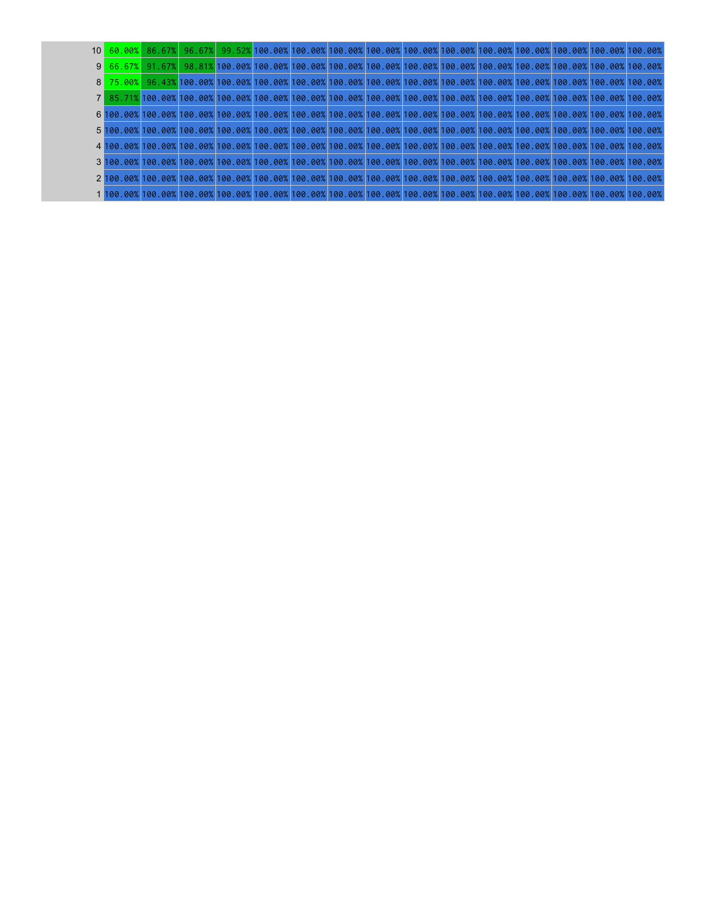| | | | | | | | | | | | | | | | |
|---|---|---|---|---|---|---|---|---|---|---|---|---|---|---|---|
| 10 | 60.00% | 86.67% | 96.67% | 99.52% | 100.00% | 100.00% | 100.00% | 100.00% | 100.00% | 100.00% | 100.00% | 100.00% | 100.00% | 100.00% | 100.00% |
| 9 | 66.67% | 91.67% | 98.81% | 100.00% | 100.00% | 100.00% | 100.00% | 100.00% | 100.00% | 100.00% | 100.00% | 100.00% | 100.00% | 100.00% | 100.00% |
| 8 | 75.00% | 96.43% | 100.00% | 100.00% | 100.00% | 100.00% | 100.00% | 100.00% | 100.00% | 100.00% | 100.00% | 100.00% | 100.00% | 100.00% | 100.00% |
| 7 | 85.71% | 100.00% | 100.00% | 100.00% | 100.00% | 100.00% | 100.00% | 100.00% | 100.00% | 100.00% | 100.00% | 100.00% | 100.00% | 100.00% | 100.00% |
| 6 | 100.00% | 100.00% | 100.00% | 100.00% | 100.00% | 100.00% | 100.00% | 100.00% | 100.00% | 100.00% | 100.00% | 100.00% | 100.00% | 100.00% | 100.00% |
| 5 | 100.00% | 100.00% | 100.00% | 100.00% | 100.00% | 100.00% | 100.00% | 100.00% | 100.00% | 100.00% | 100.00% | 100.00% | 100.00% | 100.00% | 100.00% |
| 4 | 100.00% | 100.00% | 100.00% | 100.00% | 100.00% | 100.00% | 100.00% | 100.00% | 100.00% | 100.00% | 100.00% | 100.00% | 100.00% | 100.00% | 100.00% |
| 3 | 100.00% | 100.00% | 100.00% | 100.00% | 100.00% | 100.00% | 100.00% | 100.00% | 100.00% | 100.00% | 100.00% | 100.00% | 100.00% | 100.00% | 100.00% |
| 2 | 100.00% | 100.00% | 100.00% | 100.00% | 100.00% | 100.00% | 100.00% | 100.00% | 100.00% | 100.00% | 100.00% | 100.00% | 100.00% | 100.00% | 100.00% |
| 1 | 100.00% | 100.00% | 100.00% | 100.00% | 100.00% | 100.00% | 100.00% | 100.00% | 100.00% | 100.00% | 100.00% | 100.00% | 100.00% | 100.00% | 100.00% |